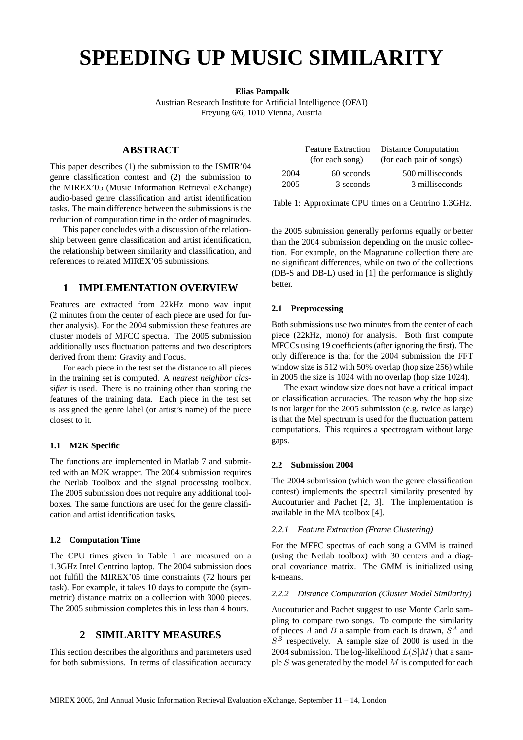# SPEEDING UP MUSIC SIMILARITY

**Elias Pampalk**
Austrian Research Institute for Artificial Intelligence (OFAI)
Freyung 6/6, 1010 Vienna, Austria

## ABSTRACT

This paper describes (1) the submission to the ISMIR'04 genre classification contest and (2) the submission to the MIREX'05 (Music Information Retrieval eXchange) audio-based genre classification and artist identification tasks. The main difference between the submissions is the reduction of computation time in the order of magnitudes.

This paper concludes with a discussion of the relationship between genre classification and artist identification, the relationship between similarity and classification, and references to related MIREX'05 submissions.

## 1 IMPLEMENTATION OVERVIEW

Features are extracted from 22kHz mono wav input (2 minutes from the center of each piece are used for further analysis). For the 2004 submission these features are cluster models of MFCC spectra. The 2005 submission additionally uses fluctuation patterns and two descriptors derived from them: Gravity and Focus.

For each piece in the test set the distance to all pieces in the training set is computed. A *nearest neighbor classifier* is used. There is no training other than storing the features of the training data. Each piece in the test set is assigned the genre label (or artist's name) of the piece closest to it.

### 1.1 M2K Specific

The functions are implemented in Matlab 7 and submitted with an M2K wrapper. The 2004 submission requires the Netlab Toolbox and the signal processing toolbox. The 2005 submission does not require any additional toolboxes. The same functions are used for the genre classification and artist identification tasks.

### 1.2 Computation Time

The CPU times given in Table 1 are measured on a 1.3GHz Intel Centrino laptop. The 2004 submission does not fulfill the MIREX'05 time constraints (72 hours per task). For example, it takes 10 days to compute the (symmetric) distance matrix on a collection with 3000 pieces. The 2005 submission completes this in less than 4 hours.

|  | Feature Extraction (for each song) | Distance Computation (for each pair of songs) |
|---|---|---|
| 2004 | 60 seconds | 500 milliseconds |
| 2005 | 3 seconds | 3 milliseconds |

Table 1: Approximate CPU times on a Centrino 1.3GHz.

## 2 SIMILARITY MEASURES

This section describes the algorithms and parameters used for both submissions. In terms of classification accuracy the 2005 submission generally performs equally or better than the 2004 submission depending on the music collection. For example, on the Magnatune collection there are no significant differences, while on two of the collections (DB-S and DB-L) used in [1] the performance is slightly better.

### 2.1 Preprocessing

Both submissions use two minutes from the center of each piece (22kHz, mono) for analysis. Both first compute MFCCs using 19 coefficients (after ignoring the first). The only difference is that for the 2004 submission the FFT window size is 512 with 50% overlap (hop size 256) while in 2005 the size is 1024 with no overlap (hop size 1024).

The exact window size does not have a critical impact on classification accuracies. The reason why the hop size is not larger for the 2005 submission (e.g. twice as large) is that the Mel spectrum is used for the fluctuation pattern computations. This requires a spectrogram without large gaps.

### 2.2 Submission 2004

The 2004 submission (which won the genre classification contest) implements the spectral similarity presented by Aucouturier and Pachet [2, 3]. The implementation is available in the MA toolbox [4].

#### 2.2.1 Feature Extraction (Frame Clustering)

For the MFFC spectras of each song a GMM is trained (using the Netlab toolbox) with 30 centers and a diagonal covariance matrix. The GMM is initialized using k-means.

#### 2.2.2 Distance Computation (Cluster Model Similarity)

Aucouturier and Pachet suggest to use Monte Carlo sampling to compare two songs. To compute the similarity of pieces $A$ and $B$ a sample from each is drawn, $S^A$ and $S^B$ respectively. A sample size of 2000 is used in the 2004 submission. The log-likelihood $L(S|M)$ that a sample $S$ was generated by the model $M$ is computed for each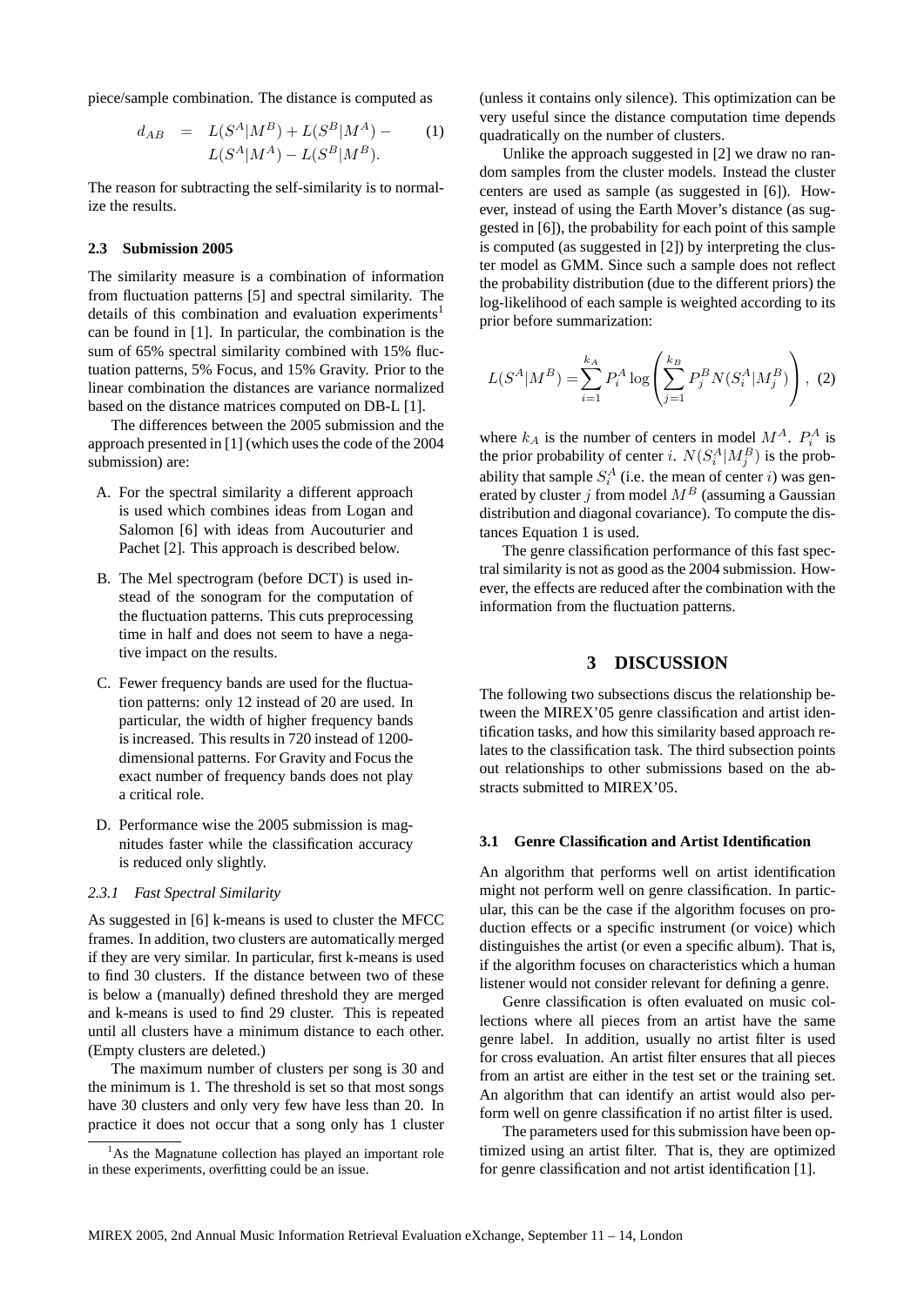piece/sample combination. The distance is computed as

$$d_{AB} = L(S^A|M^B) + L(S^B|M^A) - L(S^A|M^A) - L(S^B|M^B). \quad (1)$$

The reason for subtracting the self-similarity is to normalize the results.

### 2.3 Submission 2005

The similarity measure is a combination of information from fluctuation patterns [5] and spectral similarity. The details of this combination and evaluation experiments[1] can be found in [1]. In particular, the combination is the sum of 65% spectral similarity combined with 15% fluctuation patterns, 5% Focus, and 15% Gravity. Prior to the linear combination the distances are variance normalized based on the distance matrices computed on DB-L [1].

The differences between the 2005 submission and the approach presented in [1] (which uses the code of the 2004 submission) are:

A. For the spectral similarity a different approach is used which combines ideas from Logan and Salomon [6] with ideas from Aucouturier and Pachet [2]. This approach is described below.

B. The Mel spectrogram (before DCT) is used instead of the sonogram for the computation of the fluctuation patterns. This cuts preprocessing time in half and does not seem to have a negative impact on the results.

C. Fewer frequency bands are used for the fluctuation patterns: only 12 instead of 20 are used. In particular, the width of higher frequency bands is increased. This results in 720 instead of 1200-dimensional patterns. For Gravity and Focus the exact number of frequency bands does not play a critical role.

D. Performance wise the 2005 submission is magnitudes faster while the classification accuracy is reduced only slightly.

#### 2.3.1 *Fast Spectral Similarity*

As suggested in [6] k-means is used to cluster the MFCC frames. In addition, two clusters are automatically merged if they are very similar. In particular, first k-means is used to find 30 clusters. If the distance between two of these is below a (manually) defined threshold they are merged and k-means is used to find 29 cluster. This is repeated until all clusters have a minimum distance to each other. (Empty clusters are deleted.)

The maximum number of clusters per song is 30 and the minimum is 1. The threshold is set so that most songs have 30 clusters and only very few have less than 20. In practice it does not occur that a song only has 1 cluster (unless it contains only silence). This optimization can be very useful since the distance computation time depends quadratically on the number of clusters.

Unlike the approach suggested in [2] we draw no random samples from the cluster models. Instead the cluster centers are used as sample (as suggested in [6]). However, instead of using the Earth Mover's distance (as suggested in [6]), the probability for each point of this sample is computed (as suggested in [2]) by interpreting the cluster model as GMM. Since such a sample does not reflect the probability distribution (due to the different priors) the log-likelihood of each sample is weighted according to its prior before summarization:

$$L(S^A|M^B) = \sum_{i=1}^{k_A} P_i^A \log \left( \sum_{j=1}^{k_B} P_j^B N(S_i^A|M_j^B) \right), \quad (2)$$

where $k_A$ is the number of centers in model $M^A$. $P_i^A$ is the prior probability of center $i$. $N(S_i^A|M_j^B)$ is the probability that sample $S_i^A$ (i.e. the mean of center $i$) was generated by cluster $j$ from model $M^B$ (assuming a Gaussian distribution and diagonal covariance). To compute the distances Equation 1 is used.

The genre classification performance of this fast spectral similarity is not as good as the 2004 submission. However, the effects are reduced after the combination with the information from the fluctuation patterns.

## 3 DISCUSSION

The following two subsections discus the relationship between the MIREX'05 genre classification and artist identification tasks, and how this similarity based approach relates to the classification task. The third subsection points out relationships to other submissions based on the abstracts submitted to MIREX'05.

### 3.1 Genre Classification and Artist Identification

An algorithm that performs well on artist identification might not perform well on genre classification. In particular, this can be the case if the algorithm focuses on production effects or a specific instrument (or voice) which distinguishes the artist (or even a specific album). That is, if the algorithm focuses on characteristics which a human listener would not consider relevant for defining a genre.

Genre classification is often evaluated on music collections where all pieces from an artist have the same genre label. In addition, usually no artist filter is used for cross evaluation. An artist filter ensures that all pieces from an artist are either in the test set or the training set. An algorithm that can identify an artist would also perform well on genre classification if no artist filter is used.

The parameters used for this submission have been optimized using an artist filter. That is, they are optimized for genre classification and not artist identification [1].

[1] As the Magnatune collection has played an important role in these experiments, overfitting could be an issue.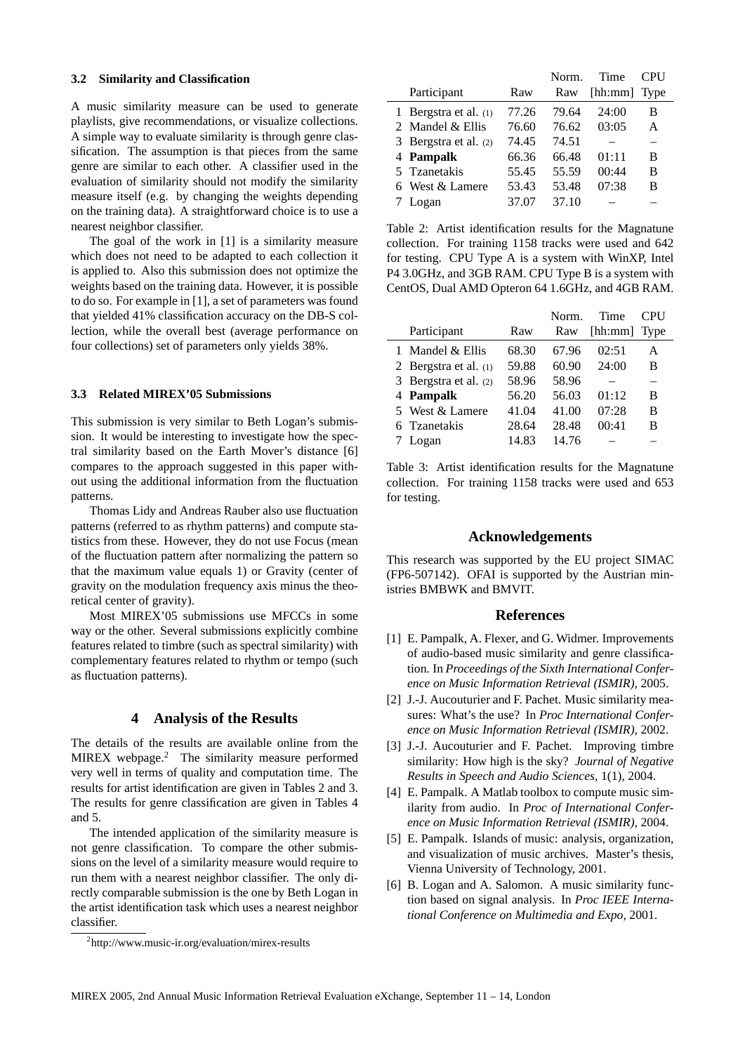### 3.2 Similarity and Classification

A music similarity measure can be used to generate playlists, give recommendations, or visualize collections. A simple way to evaluate similarity is through genre classification. The assumption is that pieces from the same genre are similar to each other. A classifier used in the evaluation of similarity should not modify the similarity measure itself (e.g. by changing the weights depending on the training data). A straightforward choice is to use a nearest neighbor classifier.

The goal of the work in [1] is a similarity measure which does not need to be adapted to each collection it is applied to. Also this submission does not optimize the weights based on the training data. However, it is possible to do so. For example in [1], a set of parameters was found that yielded 41% classification accuracy on the DB-S collection, while the overall best (average performance on four collections) set of parameters only yields 38%.

### 3.3 Related MIREX'05 Submissions

This submission is very similar to Beth Logan's submission. It would be interesting to investigate how the spectral similarity based on the Earth Mover's distance [6] compares to the approach suggested in this paper without using the additional information from the fluctuation patterns.

Thomas Lidy and Andreas Rauber also use fluctuation patterns (referred to as rhythm patterns) and compute statistics from these. However, they do not use Focus (mean of the fluctuation pattern after normalizing the pattern so that the maximum value equals 1) or Gravity (center of gravity on the modulation frequency axis minus the theoretical center of gravity).

Most MIREX'05 submissions use MFCCs in some way or the other. Several submissions explicitly combine features related to timbre (such as spectral similarity) with complementary features related to rhythm or tempo (such as fluctuation patterns).

## 4 Analysis of the Results

The details of the results are available online from the MIREX webpage.[2] The similarity measure performed very well in terms of quality and computation time. The results for artist identification are given in Tables 2 and 3. The results for genre classification are given in Tables 4 and 5.

The intended application of the similarity measure is not genre classification. To compare the other submissions on the level of a similarity measure would require to run them with a nearest neighbor classifier. The only directly comparable submission is the one by Beth Logan in the artist identification task which uses a nearest neighbor classifier.

[2] http://www.music-ir.org/evaluation/mirex-results

| | Participant | Raw | Norm. Raw | Time [hh:mm] | CPU Type |
|---|---|---|---|---|---|
| 1 | Bergstra et al. (1) | 77.26 | 79.64 | 24:00 | B |
| 2 | Mandel & Ellis | 76.60 | 76.62 | 03:05 | A |
| 3 | Bergstra et al. (2) | 74.45 | 74.51 | – | – |
| 4 | **Pampalk** | 66.36 | 66.48 | 01:11 | B |
| 5 | Tzanetakis | 55.45 | 55.59 | 00:44 | B |
| 6 | West & Lamere | 53.43 | 53.48 | 07:38 | B |
| 7 | Logan | 37.07 | 37.10 | – | – |

Table 2: Artist identification results for the Magnatune collection. For training 1158 tracks were used and 642 for testing. CPU Type A is a system with WinXP, Intel P4 3.0GHz, and 3GB RAM. CPU Type B is a system with CentOS, Dual AMD Opteron 64 1.6GHz, and 4GB RAM.

| | Participant | Raw | Norm. Raw | Time [hh:mm] | CPU Type |
|---|---|---|---|---|---|
| 1 | Mandel & Ellis | 68.30 | 67.96 | 02:51 | A |
| 2 | Bergstra et al. (1) | 59.88 | 60.90 | 24:00 | B |
| 3 | Bergstra et al. (2) | 58.96 | 58.96 | – | – |
| 4 | **Pampalk** | 56.20 | 56.03 | 01:12 | B |
| 5 | West & Lamere | 41.04 | 41.00 | 07:28 | B |
| 6 | Tzanetakis | 28.64 | 28.48 | 00:41 | B |
| 7 | Logan | 14.83 | 14.76 | – | – |

Table 3: Artist identification results for the Magnatune collection. For training 1158 tracks were used and 653 for testing.

## Acknowledgements

This research was supported by the EU project SIMAC (FP6-507142). OFAI is supported by the Austrian ministries BMBWK and BMVIT.

## References

[1] E. Pampalk, A. Flexer, and G. Widmer. Improvements of audio-based music similarity and genre classification. In *Proceedings of the Sixth International Conference on Music Information Retrieval (ISMIR)*, 2005.

[2] J.-J. Aucouturier and F. Pachet. Music similarity measures: What's the use? In *Proc International Conference on Music Information Retrieval (ISMIR)*, 2002.

[3] J.-J. Aucouturier and F. Pachet. Improving timbre similarity: How high is the sky? *Journal of Negative Results in Speech and Audio Sciences*, 1(1), 2004.

[4] E. Pampalk. A Matlab toolbox to compute music similarity from audio. In *Proc of International Conference on Music Information Retrieval (ISMIR)*, 2004.

[5] E. Pampalk. Islands of music: analysis, organization, and visualization of music archives. Master's thesis, Vienna University of Technology, 2001.

[6] B. Logan and A. Salomon. A music similarity function based on signal analysis. In *Proc IEEE International Conference on Multimedia and Expo*, 2001.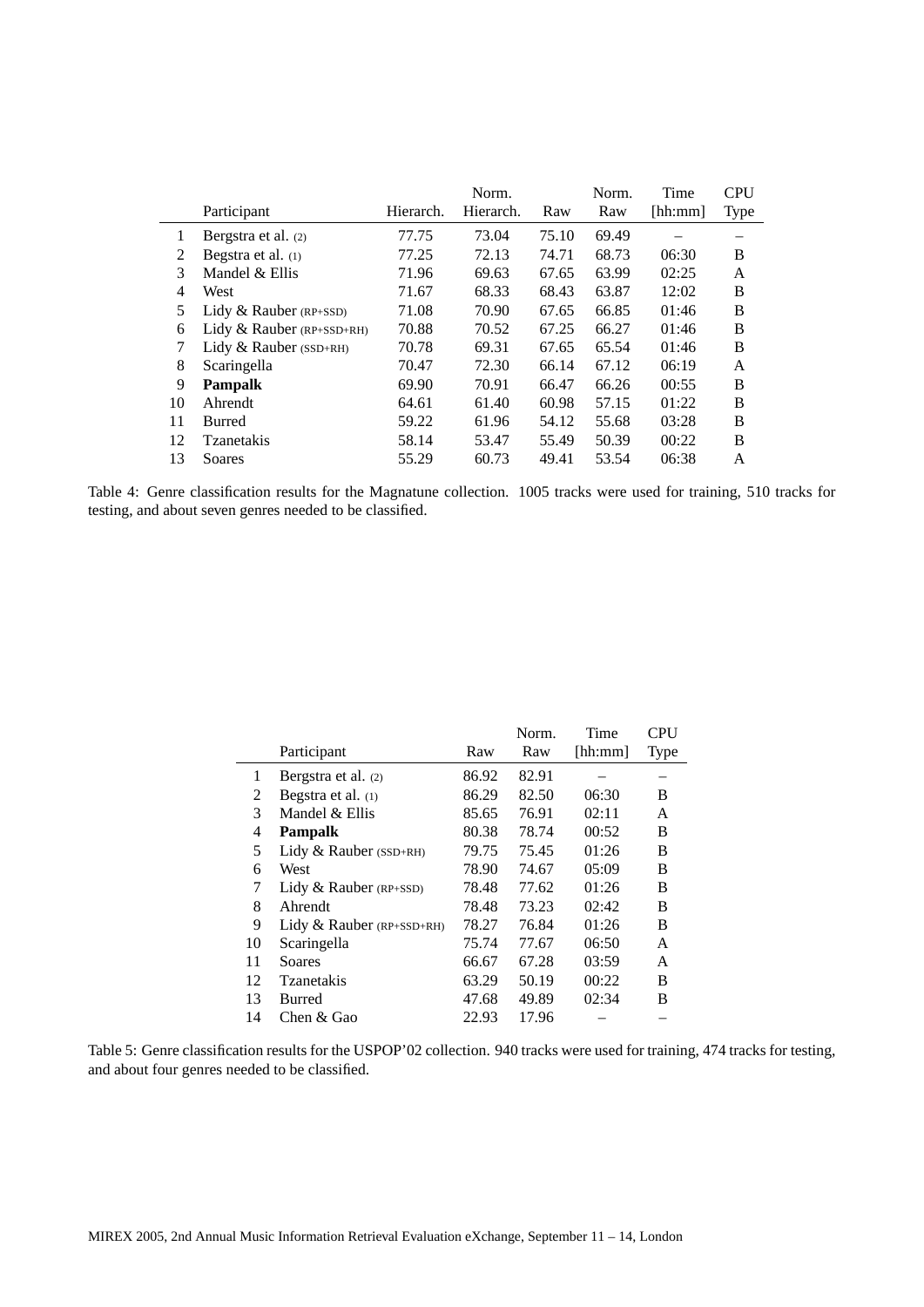| | Participant | Hierarch. | Norm. Hierarch. | Raw | Norm. Raw | Time [hh:mm] | CPU Type |
|---|---|---|---|---|---|---|---|
| 1 | Bergstra et al. (2) | 77.75 | 73.04 | 75.10 | 69.49 | – | – |
| 2 | Begstra et al. (1) | 77.25 | 72.13 | 74.71 | 68.73 | 06:30 | B |
| 3 | Mandel & Ellis | 71.96 | 69.63 | 67.65 | 63.99 | 02:25 | A |
| 4 | West | 71.67 | 68.33 | 68.43 | 63.87 | 12:02 | B |
| 5 | Lidy & Rauber (RP+SSD) | 71.08 | 70.90 | 67.65 | 66.85 | 01:46 | B |
| 6 | Lidy & Rauber (RP+SSD+RH) | 70.88 | 70.52 | 67.25 | 66.27 | 01:46 | B |
| 7 | Lidy & Rauber (SSD+RH) | 70.78 | 69.31 | 67.65 | 65.54 | 01:46 | B |
| 8 | Scaringella | 70.47 | 72.30 | 66.14 | 67.12 | 06:19 | A |
| 9 | **Pampalk** | 69.90 | 70.91 | 66.47 | 66.26 | 00:55 | B |
| 10 | Ahrendt | 64.61 | 61.40 | 60.98 | 57.15 | 01:22 | B |
| 11 | Burred | 59.22 | 61.96 | 54.12 | 55.68 | 03:28 | B |
| 12 | Tzanetakis | 58.14 | 53.47 | 55.49 | 50.39 | 00:22 | B |
| 13 | Soares | 55.29 | 60.73 | 49.41 | 53.54 | 06:38 | A |

Table 4: Genre classification results for the Magnatune collection. 1005 tracks were used for training, 510 tracks for testing, and about seven genres needed to be classified.

| | Participant | Raw | Norm. Raw | Time [hh:mm] | CPU Type |
|---|---|---|---|---|---|
| 1 | Bergstra et al. (2) | 86.92 | 82.91 | – | – |
| 2 | Begstra et al. (1) | 86.29 | 82.50 | 06:30 | B |
| 3 | Mandel & Ellis | 85.65 | 76.91 | 02:11 | A |
| 4 | **Pampalk** | 80.38 | 78.74 | 00:52 | B |
| 5 | Lidy & Rauber (SSD+RH) | 79.75 | 75.45 | 01:26 | B |
| 6 | West | 78.90 | 74.67 | 05:09 | B |
| 7 | Lidy & Rauber (RP+SSD) | 78.48 | 77.62 | 01:26 | B |
| 8 | Ahrendt | 78.48 | 73.23 | 02:42 | B |
| 9 | Lidy & Rauber (RP+SSD+RH) | 78.27 | 76.84 | 01:26 | B |
| 10 | Scaringella | 75.74 | 77.67 | 06:50 | A |
| 11 | Soares | 66.67 | 67.28 | 03:59 | A |
| 12 | Tzanetakis | 63.29 | 50.19 | 00:22 | B |
| 13 | Burred | 47.68 | 49.89 | 02:34 | B |
| 14 | Chen & Gao | 22.93 | 17.96 | – | – |

Table 5: Genre classification results for the USPOP'02 collection. 940 tracks were used for training, 474 tracks for testing, and about four genres needed to be classified.